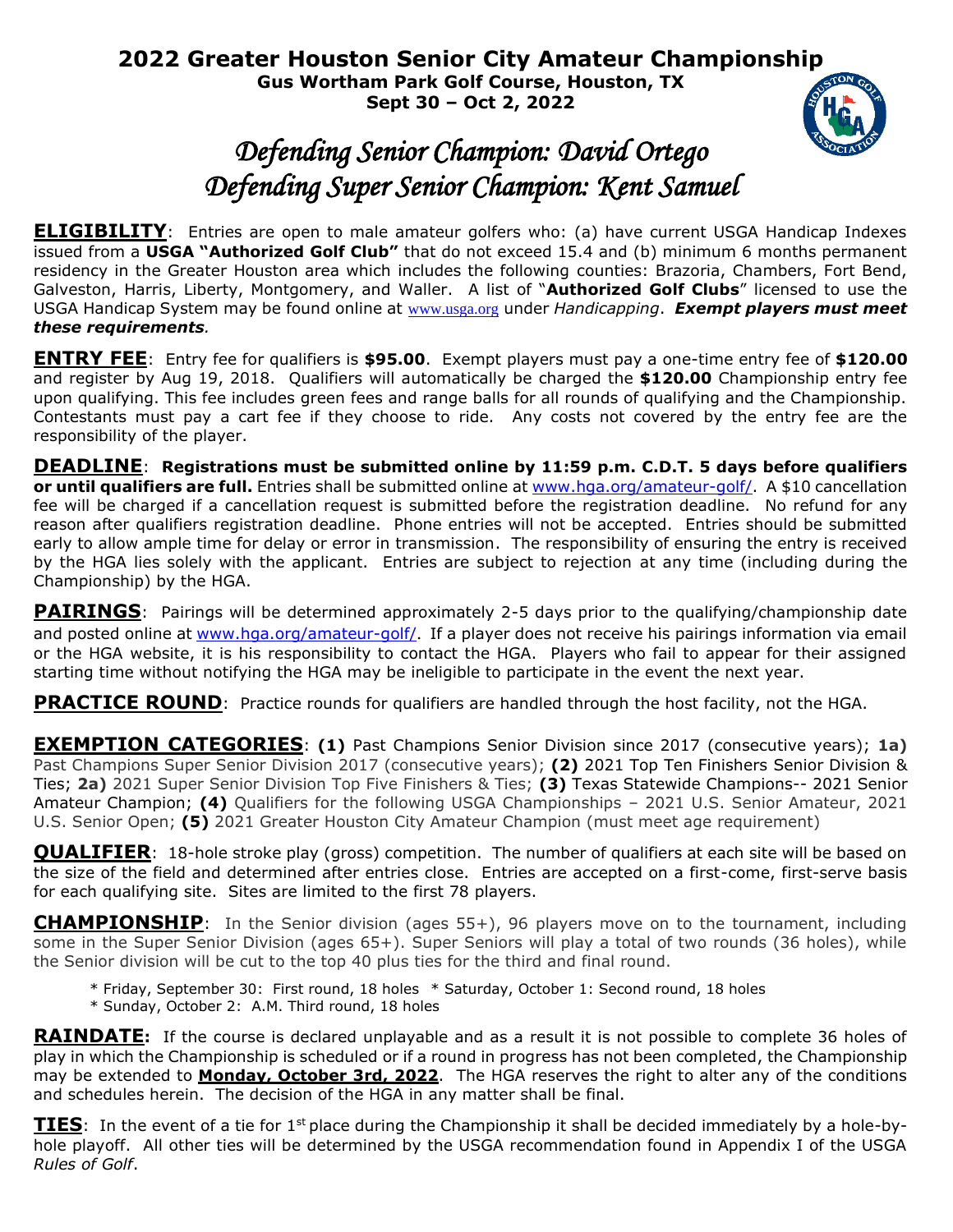# 2022 Greater Houston Senior City Amateur Championship

**Gus Wortham Park Golf Course, Houston, TX**
**Sept 30 – Oct 2, 2022**

## *Defending Senior Champion: David Ortego*
## *Defending Super Senior Champion: Kent Samuel*

**ELIGIBILITY**: Entries are open to male amateur golfers who: (a) have current USGA Handicap Indexes issued from a **USGA "Authorized Golf Club"** that do not exceed 15.4 and (b) minimum 6 months permanent residency in the Greater Houston area which includes the following counties: Brazoria, Chambers, Fort Bend, Galveston, Harris, Liberty, Montgomery, and Waller. A list of "**Authorized Golf Clubs**" licensed to use the USGA Handicap System may be found online at www.usga.org under *Handicapping*. ***Exempt players must meet these requirements.***

**ENTRY FEE**: Entry fee for qualifiers is **$95.00**. Exempt players must pay a one-time entry fee of **$120.00** and register by Aug 19, 2018. Qualifiers will automatically be charged the **$120.00** Championship entry fee upon qualifying. This fee includes green fees and range balls for all rounds of qualifying and the Championship. Contestants must pay a cart fee if they choose to ride. Any costs not covered by the entry fee are the responsibility of the player.

**DEADLINE**: **Registrations must be submitted online by 11:59 p.m. C.D.T. 5 days before qualifiers or until qualifiers are full.** Entries shall be submitted online at www.hga.org/amateur-golf/. A $10 cancellation fee will be charged if a cancellation request is submitted before the registration deadline. No refund for any reason after qualifiers registration deadline. Phone entries will not be accepted. Entries should be submitted early to allow ample time for delay or error in transmission. The responsibility of ensuring the entry is received by the HGA lies solely with the applicant. Entries are subject to rejection at any time (including during the Championship) by the HGA.

**PAIRINGS**: Pairings will be determined approximately 2-5 days prior to the qualifying/championship date and posted online at www.hga.org/amateur-golf/. If a player does not receive his pairings information via email or the HGA website, it is his responsibility to contact the HGA. Players who fail to appear for their assigned starting time without notifying the HGA may be ineligible to participate in the event the next year.

**PRACTICE ROUND**: Practice rounds for qualifiers are handled through the host facility, not the HGA.

**EXEMPTION CATEGORIES**: **(1)** Past Champions Senior Division since 2017 (consecutive years); **1a)** Past Champions Super Senior Division 2017 (consecutive years); **(2)** 2021 Top Ten Finishers Senior Division & Ties; **2a)** 2021 Super Senior Division Top Five Finishers & Ties; **(3)** Texas Statewide Champions-- 2021 Senior Amateur Champion; **(4)** Qualifiers for the following USGA Championships – 2021 U.S. Senior Amateur, 2021 U.S. Senior Open; **(5)** 2021 Greater Houston City Amateur Champion (must meet age requirement)

**QUALIFIER**: 18-hole stroke play (gross) competition. The number of qualifiers at each site will be based on the size of the field and determined after entries close. Entries are accepted on a first-come, first-serve basis for each qualifying site. Sites are limited to the first 78 players.

**CHAMPIONSHIP**: In the Senior division (ages 55+), 96 players move on to the tournament, including some in the Super Senior Division (ages 65+). Super Seniors will play a total of two rounds (36 holes), while the Senior division will be cut to the top 40 plus ties for the third and final round.

* Friday, September 30: First round, 18 holes * Saturday, October 1: Second round, 18 holes
* Sunday, October 2: A.M. Third round, 18 holes

**RAINDATE:** If the course is declared unplayable and as a result it is not possible to complete 36 holes of play in which the Championship is scheduled or if a round in progress has not been completed, the Championship may be extended to **Monday, October 3rd, 2022**. The HGA reserves the right to alter any of the conditions and schedules herein. The decision of the HGA in any matter shall be final.

**TIES**: In the event of a tie for 1st place during the Championship it shall be decided immediately by a hole-by-hole playoff. All other ties will be determined by the USGA recommendation found in Appendix I of the USGA *Rules of Golf*.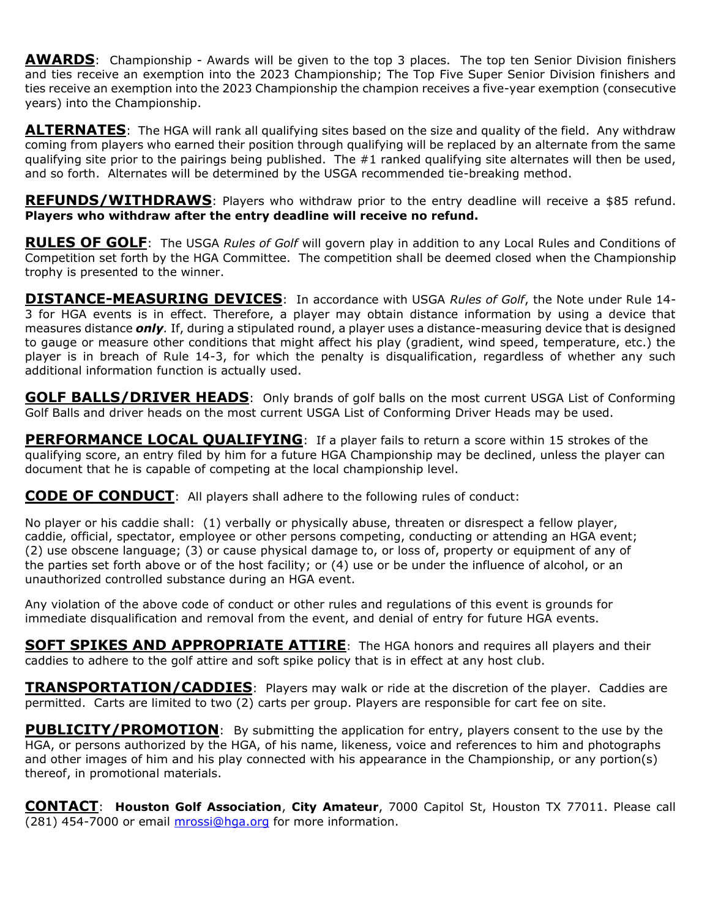**AWARDS**: Championship - Awards will be given to the top 3 places. The top ten Senior Division finishers and ties receive an exemption into the 2023 Championship; The Top Five Super Senior Division finishers and ties receive an exemption into the 2023 Championship the champion receives a five-year exemption (consecutive years) into the Championship.

**ALTERNATES**: The HGA will rank all qualifying sites based on the size and quality of the field. Any withdraw coming from players who earned their position through qualifying will be replaced by an alternate from the same qualifying site prior to the pairings being published. The #1 ranked qualifying site alternates will then be used, and so forth. Alternates will be determined by the USGA recommended tie-breaking method.

**REFUNDS/WITHDRAWS**: Players who withdraw prior to the entry deadline will receive a $85 refund. **Players who withdraw after the entry deadline will receive no refund.**

**RULES OF GOLF**: The USGA *Rules of Golf* will govern play in addition to any Local Rules and Conditions of Competition set forth by the HGA Committee. The competition shall be deemed closed when the Championship trophy is presented to the winner.

**DISTANCE-MEASURING DEVICES**: In accordance with USGA *Rules of Golf*, the Note under Rule 14-3 for HGA events is in effect. Therefore, a player may obtain distance information by using a device that measures distance ***only***. If, during a stipulated round, a player uses a distance-measuring device that is designed to gauge or measure other conditions that might affect his play (gradient, wind speed, temperature, etc.) the player is in breach of Rule 14-3, for which the penalty is disqualification, regardless of whether any such additional information function is actually used.

**GOLF BALLS/DRIVER HEADS**: Only brands of golf balls on the most current USGA List of Conforming Golf Balls and driver heads on the most current USGA List of Conforming Driver Heads may be used.

**PERFORMANCE LOCAL QUALIFYING**: If a player fails to return a score within 15 strokes of the qualifying score, an entry filed by him for a future HGA Championship may be declined, unless the player can document that he is capable of competing at the local championship level.

**CODE OF CONDUCT**: All players shall adhere to the following rules of conduct:

No player or his caddie shall: (1) verbally or physically abuse, threaten or disrespect a fellow player, caddie, official, spectator, employee or other persons competing, conducting or attending an HGA event; (2) use obscene language; (3) or cause physical damage to, or loss of, property or equipment of any of the parties set forth above or of the host facility; or (4) use or be under the influence of alcohol, or an unauthorized controlled substance during an HGA event.

Any violation of the above code of conduct or other rules and regulations of this event is grounds for immediate disqualification and removal from the event, and denial of entry for future HGA events.

**SOFT SPIKES AND APPROPRIATE ATTIRE**: The HGA honors and requires all players and their caddies to adhere to the golf attire and soft spike policy that is in effect at any host club.

**TRANSPORTATION/CADDIES**: Players may walk or ride at the discretion of the player. Caddies are permitted. Carts are limited to two (2) carts per group. Players are responsible for cart fee on site.

**PUBLICITY/PROMOTION**: By submitting the application for entry, players consent to the use by the HGA, or persons authorized by the HGA, of his name, likeness, voice and references to him and photographs and other images of him and his play connected with his appearance in the Championship, or any portion(s) thereof, in promotional materials.

**CONTACT**: **Houston Golf Association**, **City Amateur**, 7000 Capitol St, Houston TX 77011. Please call (281) 454-7000 or email mrossi@hga.org for more information.